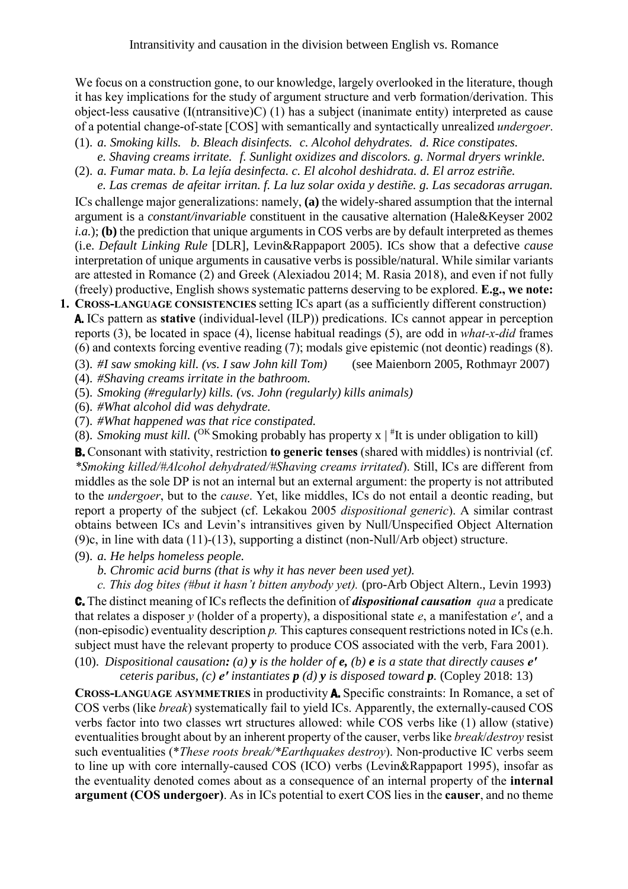We focus on a construction gone, to our knowledge, largely overlooked in the literature, though it has key implications for the study of argument structure and verb formation/derivation. This object-less causative (I(ntransitive)C) (1) has a subject (inanimate entity) interpreted as cause of a potential change-of-state [COS] with semantically and syntactically unrealized *undergoer*.

(1). *a. Smoking kills. b. Bleach disinfects. c. Alcohol dehydrates. d. Rice constipates. e. Shaving creams irritate. f. Sunlight oxidizes and discolors. g. Normal dryers wrinkle.*

(2). *a. Fumar mata. b. La lejía desinfecta. c. El alcohol deshidrata. d. El arroz estriñe. e. Las cremas de afeitar irritan. f. La luz solar oxida y destiñe. g. Las secadoras arrugan.*

ICs challenge major generalizations: namely, **(a)** the widely-shared assumption that the internal argument is a *constant/invariable* constituent in the causative alternation (Hale&Keyser 2002 *i.a.*); **(b)** the prediction that unique arguments in COS verbs are by default interpreted as themes (i.e. *Default Linking Rule* [DLR], Levin&Rappaport 2005). ICs show that a defective *cause* interpretation of unique arguments in causative verbs is possible/natural. While similar variants are attested in Romance (2) and Greek (Alexiadou 2014; M. Rasia 2018), and even if not fully (freely) productive, English shows systematic patterns deserving to be explored. **E.g., we note:**

**1. CROSS-LANGUAGE CONSISTENCIES** setting ICs apart (as a sufficiently different construction)

**A.** ICs pattern as **stative** (individual-level (ILP)) predications. ICs cannot appear in perception reports (3), be located in space (4), license habitual readings (5), are odd in *what-x-did* frames (6) and contexts forcing eventive reading (7); modals give epistemic (not deontic) readings (8).

(3). *#I saw smoking kill. (vs. I saw John kill Tom)* (see Maienborn 2005, Rothmayr 2007)

(4). *#Shaving creams irritate in the bathroom.*

(5). *Smoking (#regularly) kills. (vs. John (regularly) kills animals)*

(6). *#What alcohol did was dehydrate.*

(7). *#What happened was that rice constipated.*

(8). *Smoking must kill.* ([OK] Smoking probably has property x | [#]It is under obligation to kill)

**B.** Consonant with stativity, restriction **to generic tenses** (shared with middles) is nontrivial (cf. *\*Smoking killed/#Alcohol dehydrated/#Shaving creams irritated*). Still, ICs are different from middles as the sole DP is not an internal but an external argument: the property is not attributed to the *undergoer*, but to the *cause*. Yet, like middles, ICs do not entail a deontic reading, but report a property of the subject (cf. Lekakou 2005 *dispositional generic*). A similar contrast obtains between ICs and Levin's intransitives given by Null/Unspecified Object Alternation (9)c, in line with data (11)-(13), supporting a distinct (non-Null/Arb object) structure.

(9). *a. He helps homeless people.*
*b. Chromic acid burns (that is why it has never been used yet).*
*c. This dog bites (#but it hasn't bitten anybody yet).* (pro-Arb Object Altern., Levin 1993)

**C.** The distinct meaning of ICs reflects the definition of ***dispositional causation*** *qua* a predicate that relates a disposer *y* (holder of a property), a dispositional state *e*, a manifestation *e′*, and a (non-episodic) eventuality description *p*. This captures consequent restrictions noted in ICs (e.h. subject must have the relevant property to produce COS associated with the verb, Fara 2001).

(10). *Dispositional causation: (a)* ***y*** *is the holder of* ***e****, (b)* ***e*** *is a state that directly causes* ***e′*** *ceteris paribus, (c)* ***e′*** *instantiates* ***p*** *(d)* ***y*** *is disposed toward* ***p****.* (Copley 2018: 13)

**CROSS-LANGUAGE ASYMMETRIES** in productivity **A.** Specific constraints: In Romance, a set of COS verbs (like *break*) systematically fail to yield ICs. Apparently, the externally-caused COS verbs factor into two classes wrt structures allowed: while COS verbs like (1) allow (stative) eventualities brought about by an inherent property of the causer, verbs like *break*/*destroy* resist such eventualities (*\*These roots break/\*Earthquakes destroy*). Non-productive IC verbs seem to line up with core internally-caused COS (ICO) verbs (Levin&Rappaport 1995), insofar as the eventuality denoted comes about as a consequence of an internal property of the **internal argument (COS undergoer)**. As in ICs potential to exert COS lies in the **causer**, and no theme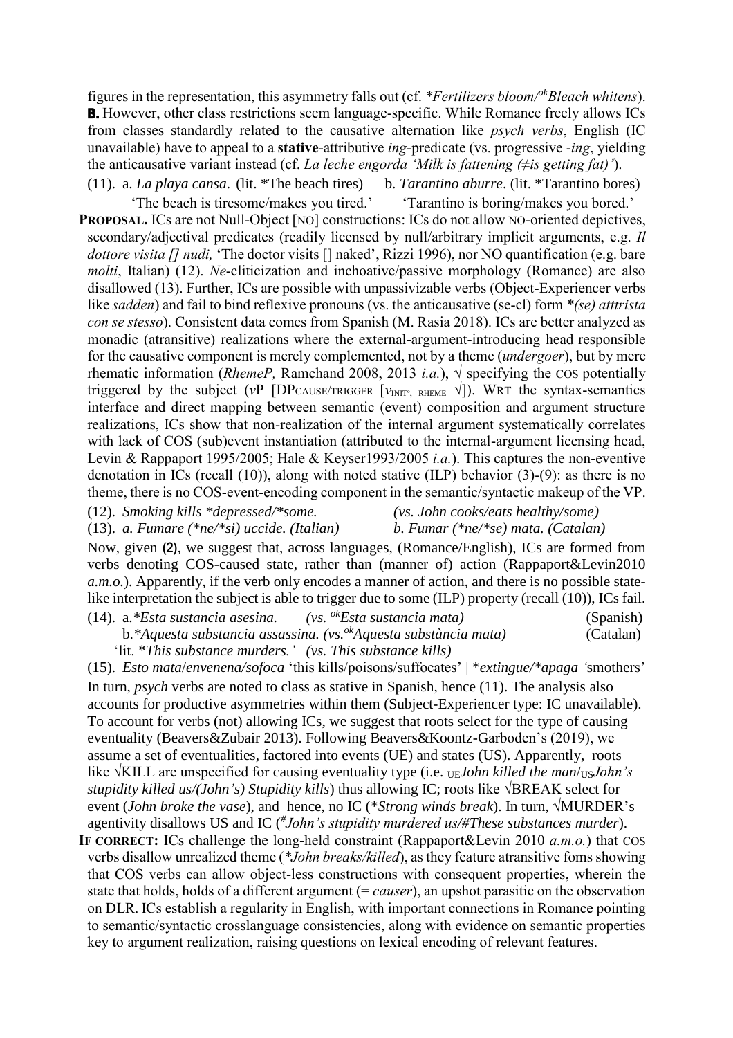figures in the representation, this asymmetry falls out (cf. **Fertilizers bloom/*[ok]*Bleach whitens*). **B.** However, other class restrictions seem language-specific. While Romance freely allows ICs from classes standardly related to the causative alternation like *psych verbs*, English (IC unavailable) have to appeal to a **stative**-attributive *ing*-predicate (vs. progressive -*ing*, yielding the anticausative variant instead (cf. *La leche engorda 'Milk is fattening (≠is getting fat)'*).

(11). a. *La playa cansa*. (lit. *The beach tires) b. *Tarantino aburre*. (lit. *Tarantino bores)
'The beach is tiresome/makes you tired.' 'Tarantino is boring/makes you bored.'

**PROPOSAL.** ICs are not Null-Object [NO] constructions: ICs do not allow NO-oriented depictives, secondary/adjectival predicates (readily licensed by null/arbitrary implicit arguments, e.g. *Il dottore visita [] nudi,* 'The doctor visits [] naked', Rizzi 1996), nor NO quantification (e.g. bare *molti*, Italian) (12). *Ne*-cliticization and inchoative/passive morphology (Romance) are also disallowed (13). Further, ICs are possible with unpassivizable verbs (Object-Experiencer verbs like *sadden*) and fail to bind reflexive pronouns (vs. the anticausative (se-cl) form **(se) atttrista con se stesso*). Consistent data comes from Spanish (M. Rasia 2018). ICs are better analyzed as monadic (atransitive) realizations where the external-argument-introducing head responsible for the causative component is merely complemented, not by a theme (*undergoer*), but by mere rhematic information (*RhemeP,* Ramchand 2008, 2013 *i.a.*), √ specifying the COS potentially triggered by the subject ($v$P [DP$_{CAUSE/TRIGGER}$ [$v_{INIT^{\circ},\ RHEME}$ √]). WRT the syntax-semantics interface and direct mapping between semantic (event) composition and argument structure realizations, ICs show that non-realization of the internal argument systematically correlates with lack of COS (sub)event instantiation (attributed to the internal-argument licensing head, Levin & Rappaport 1995/2005; Hale & Keyser1993/2005 *i.a.*). This captures the non-eventive denotation in ICs (recall (10)), along with noted stative (ILP) behavior (3)-(9): as there is no theme, there is no COS-event-encoding component in the semantic/syntactic makeup of the VP.

(12). *Smoking kills *depressed/*some.* *(vs. John cooks/eats healthy/some)*
(13). *a. Fumare (*ne/*si) uccide. (Italian)* *b. Fumar (*ne/*se) mata. (Catalan)*

Now, given **(2)**, we suggest that, across languages, (Romance/English), ICs are formed from verbs denoting COS-caused state, rather than (manner of) action (Rappaport&Levin2010 *a.m.o.*). Apparently, if the verb only encodes a manner of action, and there is no possible state-like interpretation the subject is able to trigger due to some (ILP) property (recall (10)), ICs fail.

(14). a.**Esta sustancia asesina.* *(vs. [ok]Esta sustancia mata)* (Spanish)
b.**Aquesta substancia assassina. (vs.[ok]Aquesta substància mata)* (Catalan)
'lit. **This substance murders.' (vs. This substance kills)*

(15). *Esto mata/envenena/sofoca* 'this kills/poisons/suffocates' | **extingue/*apaga* 'smothers'

In turn, *psych* verbs are noted to class as stative in Spanish, hence (11). The analysis also accounts for productive asymmetries within them (Subject-Experiencer type: IC unavailable). To account for verbs (not) allowing ICs, we suggest that roots select for the type of causing eventuality (Beavers&Zubair 2013). Following Beavers&Koontz-Garboden's (2019), we assume a set of eventualities, factored into events (UE) and states (US). Apparently, roots like √KILL are unspecified for causing eventuality type (i.e. $_{UE}$*John killed the man*/$_{US}$*John's stupidity killed us/(John's) Stupidity kills*) thus allowing IC; roots like √BREAK select for event (*John broke the vase*), and hence, no IC (**Strong winds break*). In turn, √MURDER's agentivity disallows US and IC (*[#]John's stupidity murdered us/#These substances murder*).

**IF CORRECT:** ICs challenge the long-held constraint (Rappaport&Levin 2010 *a.m.o.*) that COS verbs disallow unrealized theme (**John breaks/killed*), as they feature atransitive foms showing that COS verbs can allow object-less constructions with consequent properties, wherein the state that holds, holds of a different argument (= *causer*), an upshot parasitic on the observation on DLR. ICs establish a regularity in English, with important connections in Romance pointing to semantic/syntactic crosslanguage consistencies, along with evidence on semantic properties key to argument realization, raising questions on lexical encoding of relevant features.